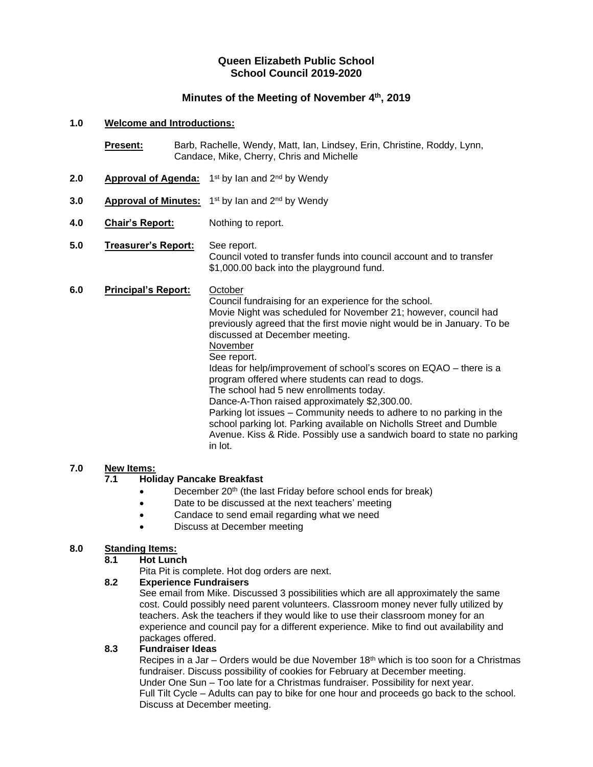**Queen Elizabeth Public School**
**School Council 2019-2020**

**Minutes of the Meeting of November 4th, 2019**

**1.0 Welcome and Introductions:**

**Present:** Barb, Rachelle, Wendy, Matt, Ian, Lindsey, Erin, Christine, Roddy, Lynn, Candace, Mike, Cherry, Chris and Michelle

**2.0 Approval of Agenda:** 1st by Ian and 2nd by Wendy

**3.0 Approval of Minutes:** 1st by Ian and 2nd by Wendy

**4.0 Chair's Report:** Nothing to report.

**5.0 Treasurer's Report:** See report.
Council voted to transfer funds into council account and to transfer $1,000.00 back into the playground fund.

**6.0 Principal's Report:**

October
Council fundraising for an experience for the school.
Movie Night was scheduled for November 21; however, council had previously agreed that the first movie night would be in January. To be discussed at December meeting.

November
See report.
Ideas for help/improvement of school's scores on EQAO – there is a program offered where students can read to dogs.
The school had 5 new enrollments today.
Dance-A-Thon raised approximately $2,300.00.
Parking lot issues – Community needs to adhere to no parking in the school parking lot. Parking available on Nicholls Street and Dumble Avenue. Kiss & Ride. Possibly use a sandwich board to state no parking in lot.

**7.0 New Items:**

**7.1 Holiday Pancake Breakfast**

- December 20th (the last Friday before school ends for break)
- Date to be discussed at the next teachers' meeting
- Candace to send email regarding what we need
- Discuss at December meeting

**8.0 Standing Items:**

**8.1 Hot Lunch**

Pita Pit is complete. Hot dog orders are next.

**8.2 Experience Fundraisers**

See email from Mike. Discussed 3 possibilities which are all approximately the same cost. Could possibly need parent volunteers. Classroom money never fully utilized by teachers. Ask the teachers if they would like to use their classroom money for an experience and council pay for a different experience. Mike to find out availability and packages offered.

**8.3 Fundraiser Ideas**

Recipes in a Jar – Orders would be due November 18th which is too soon for a Christmas fundraiser. Discuss possibility of cookies for February at December meeting.
Under One Sun – Too late for a Christmas fundraiser. Possibility for next year.
Full Tilt Cycle – Adults can pay to bike for one hour and proceeds go back to the school. Discuss at December meeting.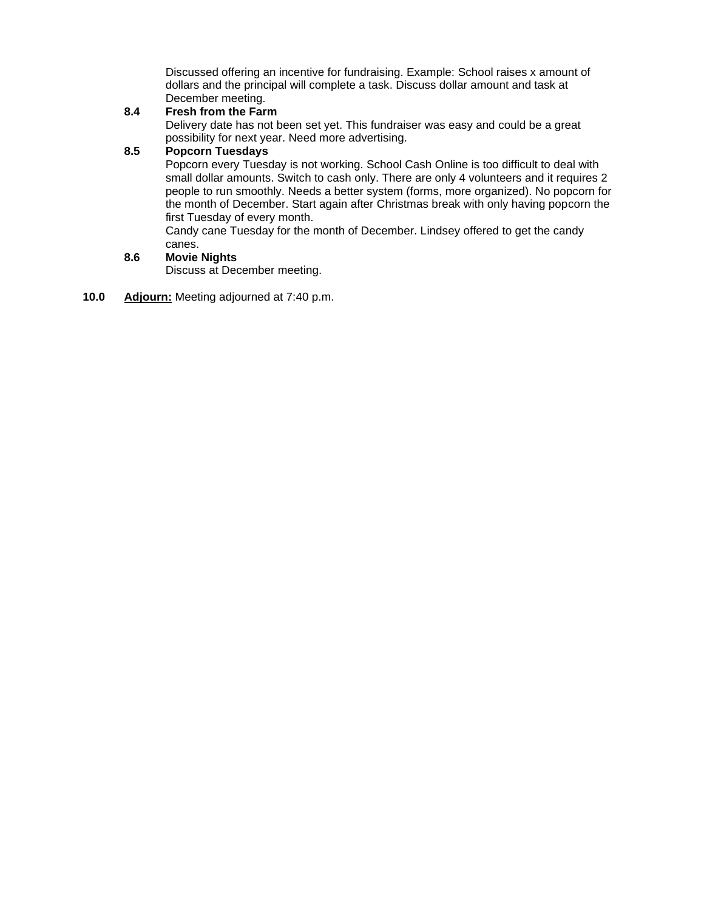Discussed offering an incentive for fundraising. Example: School raises x amount of dollars and the principal will complete a task. Discuss dollar amount and task at December meeting.

**8.4 Fresh from the Farm**

Delivery date has not been set yet. This fundraiser was easy and could be a great possibility for next year. Need more advertising.

**8.5 Popcorn Tuesdays**

Popcorn every Tuesday is not working. School Cash Online is too difficult to deal with small dollar amounts. Switch to cash only. There are only 4 volunteers and it requires 2 people to run smoothly. Needs a better system (forms, more organized). No popcorn for the month of December. Start again after Christmas break with only having popcorn the first Tuesday of every month.

Candy cane Tuesday for the month of December. Lindsey offered to get the candy canes.

**8.6 Movie Nights**

Discuss at December meeting.

**10.0 <u>Adjourn:</u>** Meeting adjourned at 7:40 p.m.